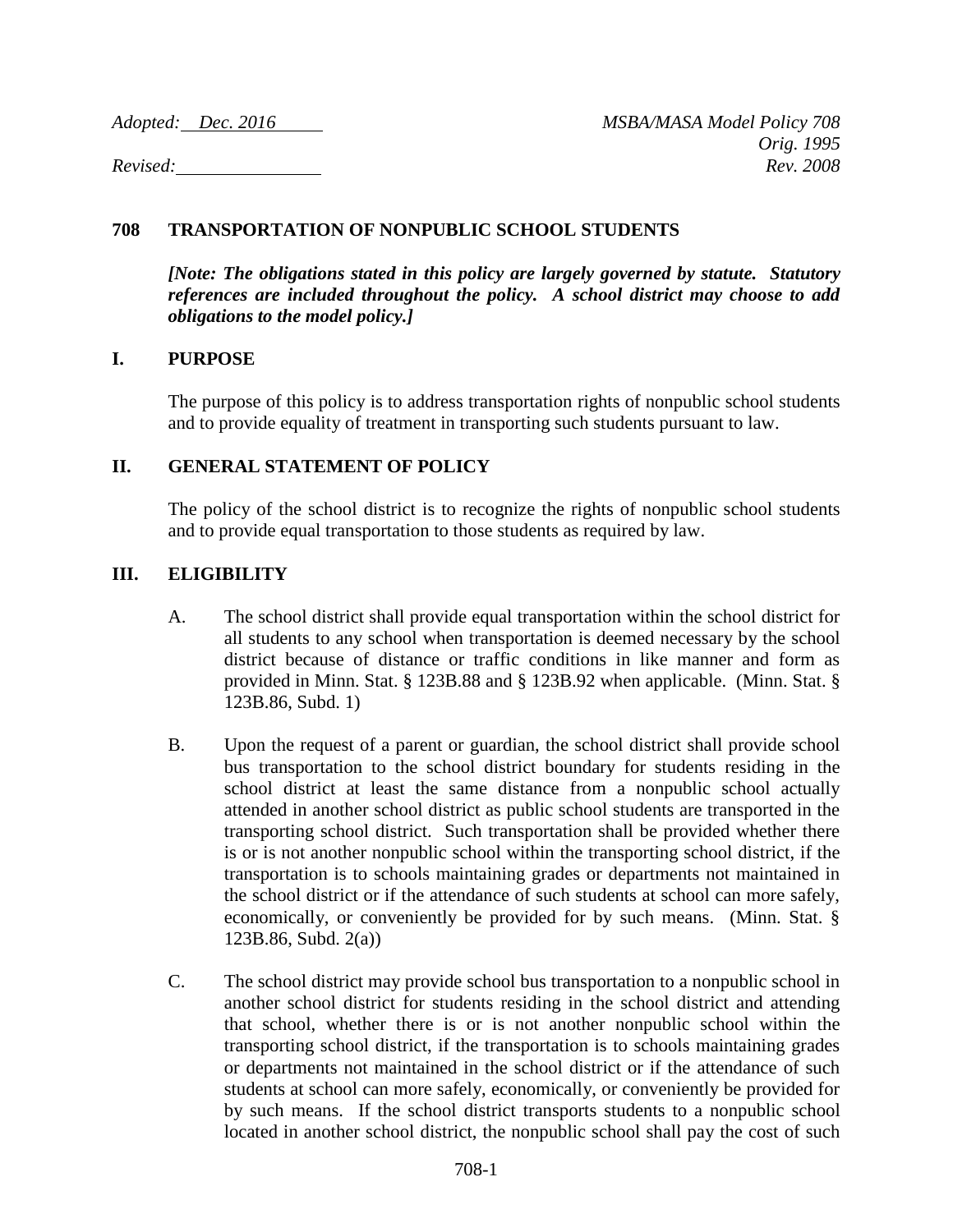*Adopted: Dec. 2016* *MSBA/MASA Model Policy 708*
*Orig. 1995*
*Revised:* *Rev. 2008*

## 708 TRANSPORTATION OF NONPUBLIC SCHOOL STUDENTS

***[Note: The obligations stated in this policy are largely governed by statute. Statutory references are included throughout the policy. A school district may choose to add obligations to the model policy.]***

## I. PURPOSE

The purpose of this policy is to address transportation rights of nonpublic school students and to provide equality of treatment in transporting such students pursuant to law.

## II. GENERAL STATEMENT OF POLICY

The policy of the school district is to recognize the rights of nonpublic school students and to provide equal transportation to those students as required by law.

## III. ELIGIBILITY

A. The school district shall provide equal transportation within the school district for all students to any school when transportation is deemed necessary by the school district because of distance or traffic conditions in like manner and form as provided in Minn. Stat. § 123B.88 and § 123B.92 when applicable. (Minn. Stat. § 123B.86, Subd. 1)

B. Upon the request of a parent or guardian, the school district shall provide school bus transportation to the school district boundary for students residing in the school district at least the same distance from a nonpublic school actually attended in another school district as public school students are transported in the transporting school district. Such transportation shall be provided whether there is or is not another nonpublic school within the transporting school district, if the transportation is to schools maintaining grades or departments not maintained in the school district or if the attendance of such students at school can more safely, economically, or conveniently be provided for by such means. (Minn. Stat. § 123B.86, Subd. 2(a))

C. The school district may provide school bus transportation to a nonpublic school in another school district for students residing in the school district and attending that school, whether there is or is not another nonpublic school within the transporting school district, if the transportation is to schools maintaining grades or departments not maintained in the school district or if the attendance of such students at school can more safely, economically, or conveniently be provided for by such means. If the school district transports students to a nonpublic school located in another school district, the nonpublic school shall pay the cost of such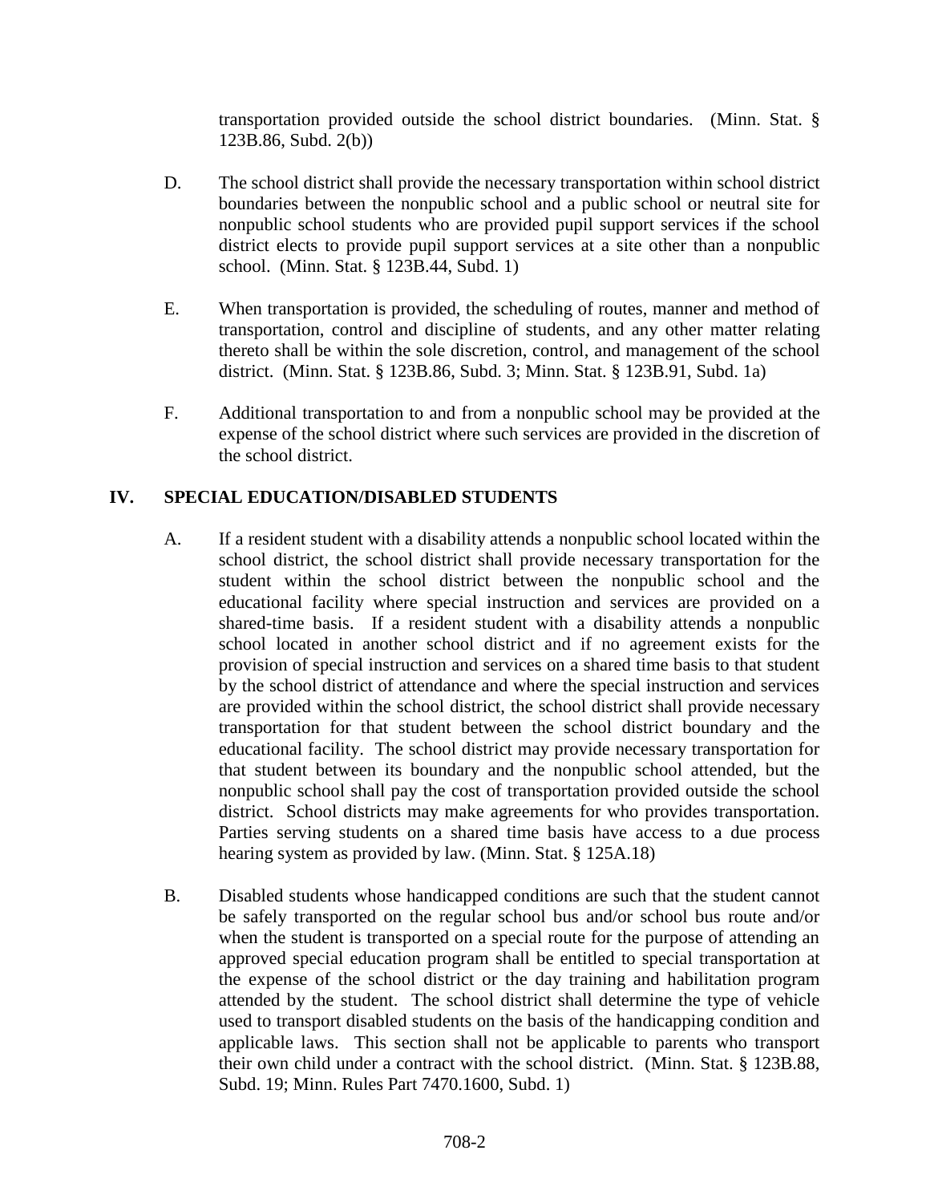transportation provided outside the school district boundaries. (Minn. Stat. § 123B.86, Subd. 2(b))

D. The school district shall provide the necessary transportation within school district boundaries between the nonpublic school and a public school or neutral site for nonpublic school students who are provided pupil support services if the school district elects to provide pupil support services at a site other than a nonpublic school. (Minn. Stat. § 123B.44, Subd. 1)

E. When transportation is provided, the scheduling of routes, manner and method of transportation, control and discipline of students, and any other matter relating thereto shall be within the sole discretion, control, and management of the school district. (Minn. Stat. § 123B.86, Subd. 3; Minn. Stat. § 123B.91, Subd. 1a)

F. Additional transportation to and from a nonpublic school may be provided at the expense of the school district where such services are provided in the discretion of the school district.

## IV. SPECIAL EDUCATION/DISABLED STUDENTS

A. If a resident student with a disability attends a nonpublic school located within the school district, the school district shall provide necessary transportation for the student within the school district between the nonpublic school and the educational facility where special instruction and services are provided on a shared-time basis. If a resident student with a disability attends a nonpublic school located in another school district and if no agreement exists for the provision of special instruction and services on a shared time basis to that student by the school district of attendance and where the special instruction and services are provided within the school district, the school district shall provide necessary transportation for that student between the school district boundary and the educational facility. The school district may provide necessary transportation for that student between its boundary and the nonpublic school attended, but the nonpublic school shall pay the cost of transportation provided outside the school district. School districts may make agreements for who provides transportation. Parties serving students on a shared time basis have access to a due process hearing system as provided by law. (Minn. Stat. § 125A.18)

B. Disabled students whose handicapped conditions are such that the student cannot be safely transported on the regular school bus and/or school bus route and/or when the student is transported on a special route for the purpose of attending an approved special education program shall be entitled to special transportation at the expense of the school district or the day training and habilitation program attended by the student. The school district shall determine the type of vehicle used to transport disabled students on the basis of the handicapping condition and applicable laws. This section shall not be applicable to parents who transport their own child under a contract with the school district. (Minn. Stat. § 123B.88, Subd. 19; Minn. Rules Part 7470.1600, Subd. 1)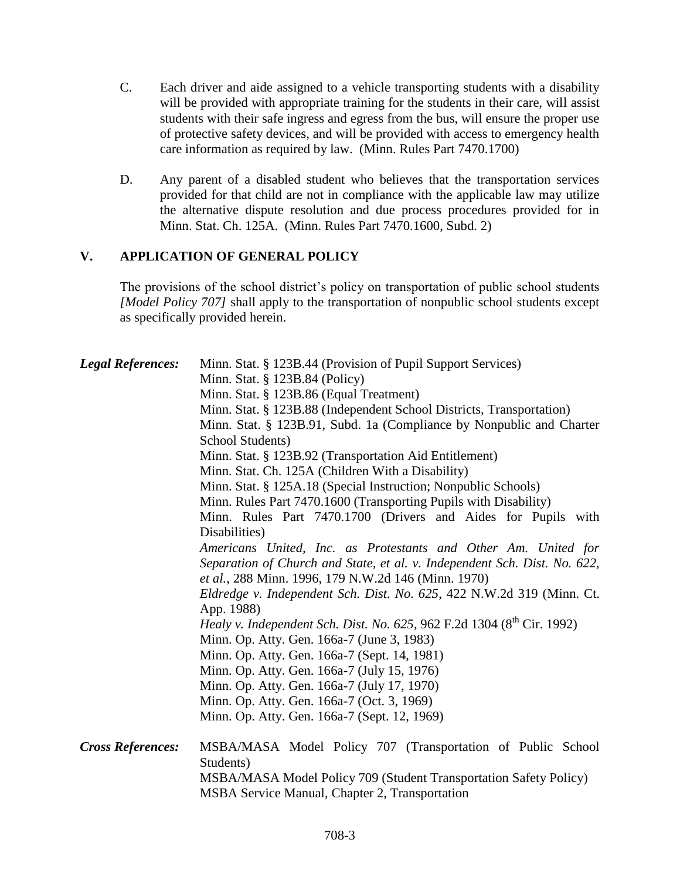C. Each driver and aide assigned to a vehicle transporting students with a disability will be provided with appropriate training for the students in their care, will assist students with their safe ingress and egress from the bus, will ensure the proper use of protective safety devices, and will be provided with access to emergency health care information as required by law. (Minn. Rules Part 7470.1700)

D. Any parent of a disabled student who believes that the transportation services provided for that child are not in compliance with the applicable law may utilize the alternative dispute resolution and due process procedures provided for in Minn. Stat. Ch. 125A. (Minn. Rules Part 7470.1600, Subd. 2)

## V. APPLICATION OF GENERAL POLICY

The provisions of the school district's policy on transportation of public school students *[Model Policy 707]* shall apply to the transportation of nonpublic school students except as specifically provided herein.

***Legal References:***

Minn. Stat. § 123B.44 (Provision of Pupil Support Services)
Minn. Stat. § 123B.84 (Policy)
Minn. Stat. § 123B.86 (Equal Treatment)
Minn. Stat. § 123B.88 (Independent School Districts, Transportation)
Minn. Stat. § 123B.91, Subd. 1a (Compliance by Nonpublic and Charter School Students)
Minn. Stat. § 123B.92 (Transportation Aid Entitlement)
Minn. Stat. Ch. 125A (Children With a Disability)
Minn. Stat. § 125A.18 (Special Instruction; Nonpublic Schools)
Minn. Rules Part 7470.1600 (Transporting Pupils with Disability)
Minn. Rules Part 7470.1700 (Drivers and Aides for Pupils with Disabilities)
*Americans United, Inc. as Protestants and Other Am. United for Separation of Church and State, et al. v. Independent Sch. Dist. No. 622, et al.*, 288 Minn. 1996, 179 N.W.2d 146 (Minn. 1970)
*Eldredge v. Independent Sch. Dist. No. 625*, 422 N.W.2d 319 (Minn. Ct. App. 1988)
*Healy v. Independent Sch. Dist. No. 625*, 962 F.2d 1304 (8th Cir. 1992)
Minn. Op. Atty. Gen. 166a-7 (June 3, 1983)
Minn. Op. Atty. Gen. 166a-7 (Sept. 14, 1981)
Minn. Op. Atty. Gen. 166a-7 (July 15, 1976)
Minn. Op. Atty. Gen. 166a-7 (July 17, 1970)
Minn. Op. Atty. Gen. 166a-7 (Oct. 3, 1969)
Minn. Op. Atty. Gen. 166a-7 (Sept. 12, 1969)

***Cross References:***

MSBA/MASA Model Policy 707 (Transportation of Public School Students)
MSBA/MASA Model Policy 709 (Student Transportation Safety Policy)
MSBA Service Manual, Chapter 2, Transportation